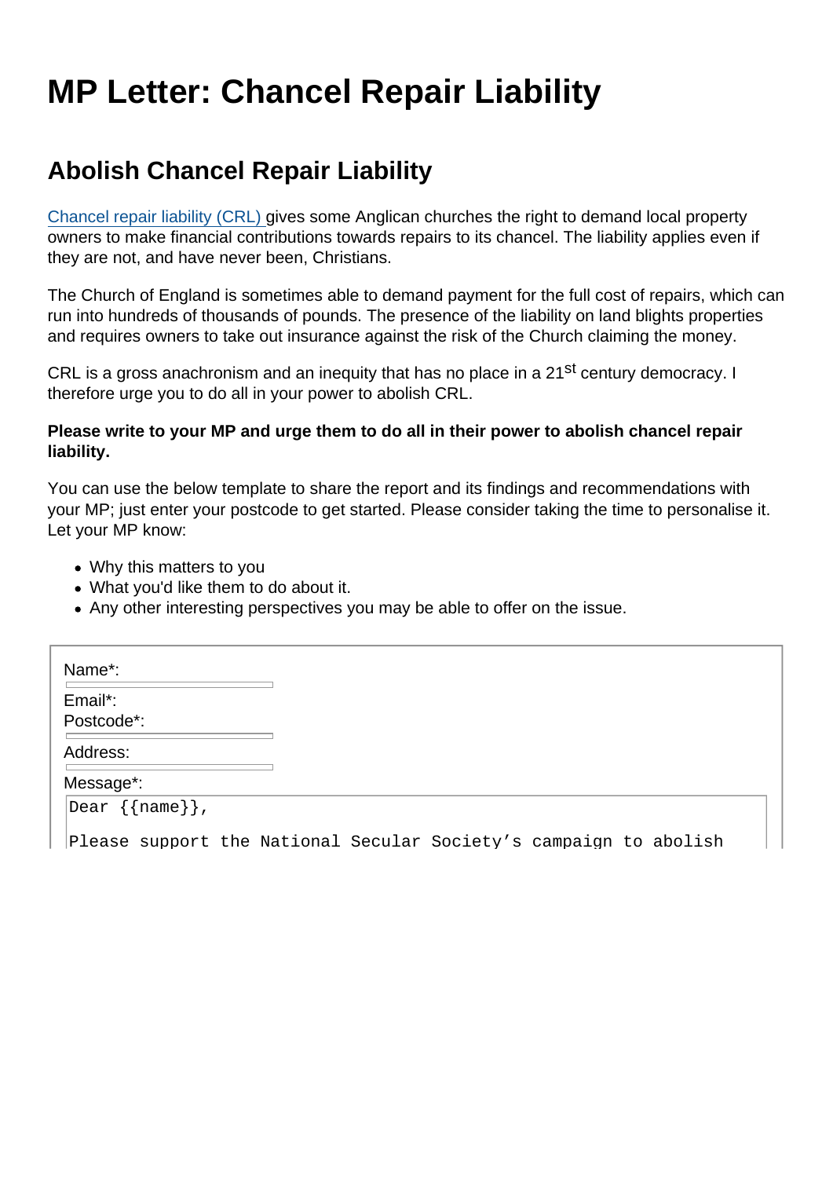# MP Letter: Chancel Repair Liability

## Abolish Chancel Repair Liability

Chancel repair liability (CRL) gives some Anglican churches the right to demand local property owners to make financial contributions towards repairs to its chancel. The liability applies even if they are not, and have never been, Christians.

The Church of England is sometimes able to demand payment for the full cost of repairs, which can run into hundreds of thousands of pounds. The presence of the liability on land blights properties and requires owners to take out insurance against the risk of the Church claiming the money.

CRL is a gross anachronism and an inequity that has no place in a 21st century democracy. I therefore urge you to do all in your power to abolish CRL.

**Please write to your MP and urge them to do all in their power to abolish chancel repair liability.**

You can use the below template to share the report and its findings and recommendations with your MP; just enter your postcode to get started. Please consider taking the time to personalise it. Let your MP know:

- Why this matters to you
- What you'd like them to do about it.
- Any other interesting perspectives you may be able to offer on the issue.

Name*:

Email*:

Postcode*:

Address:

Message*:

```
Dear {{name}},

Please support the National Secular Society's campaign to abolish
```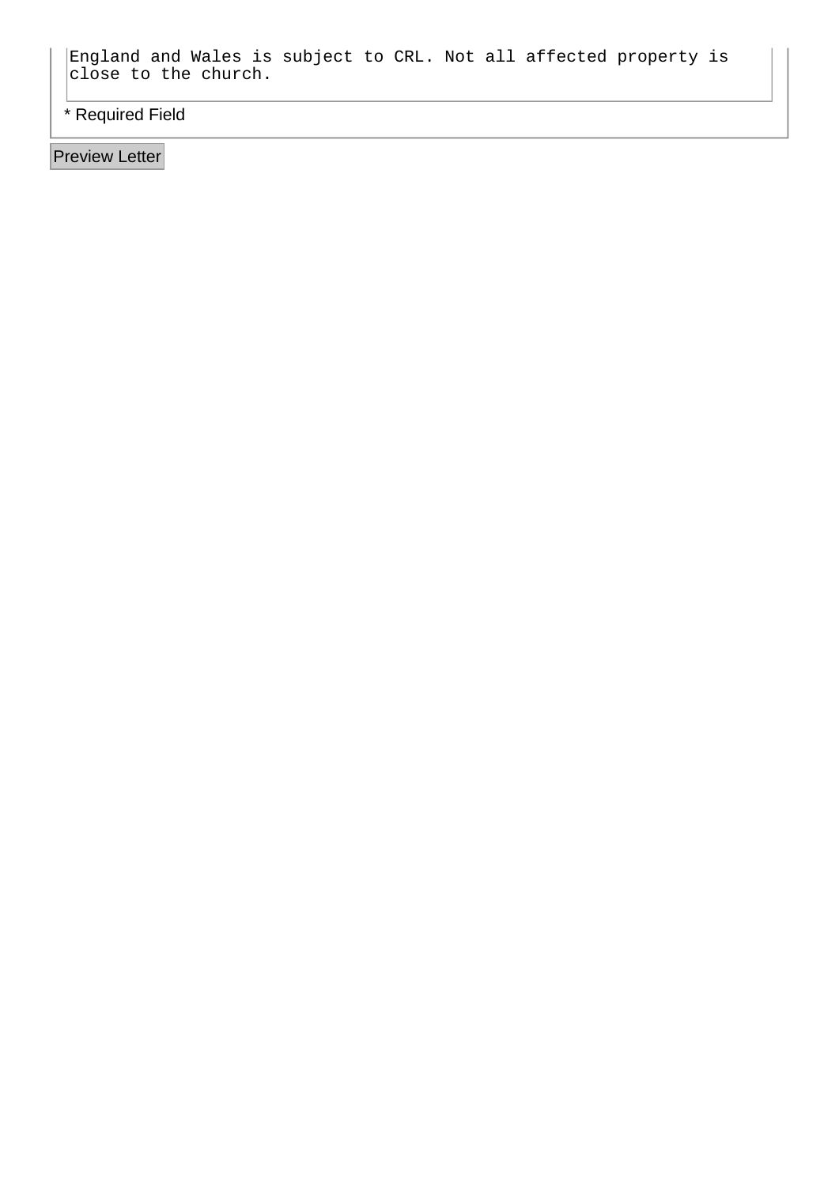England and Wales is subject to CRL. Not all affected property is close to the church.

* Required Field

Preview Letter